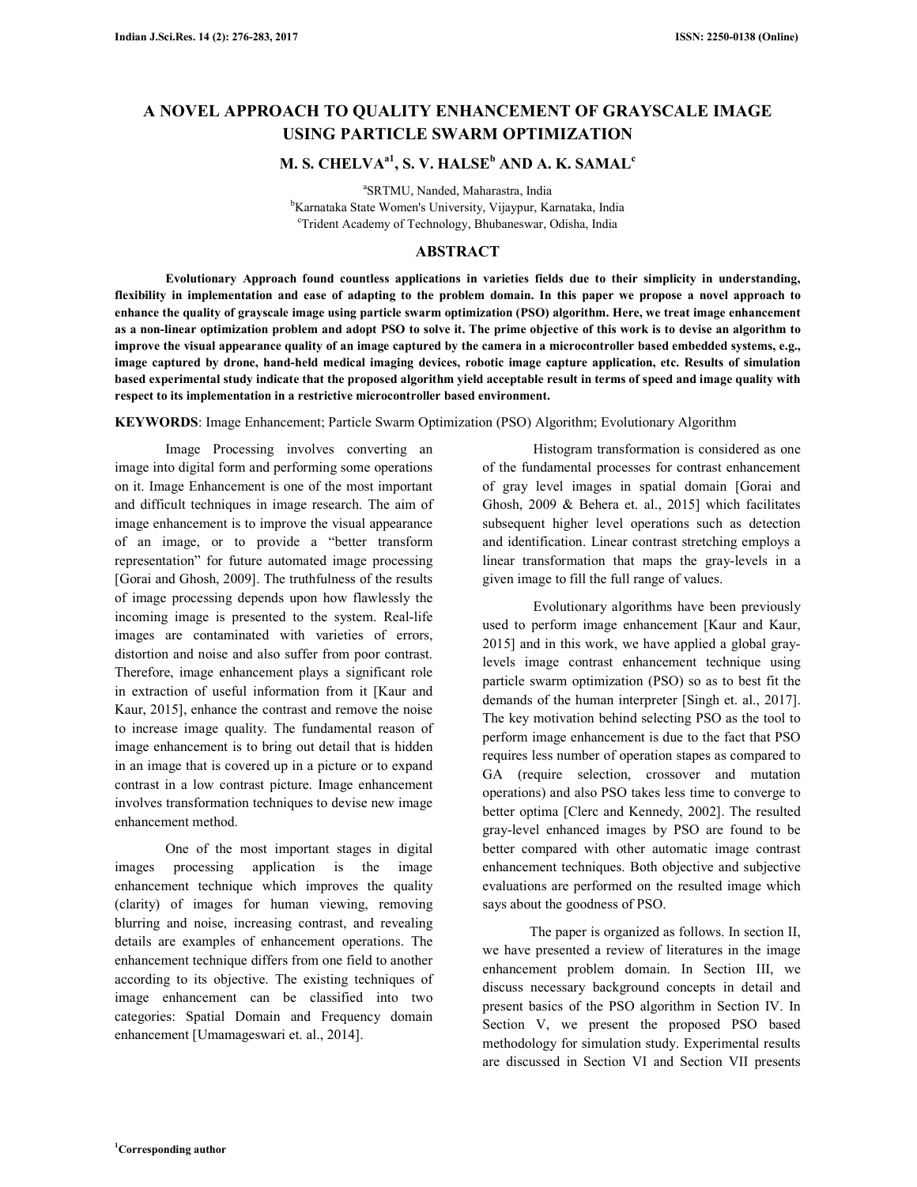# A NOVEL APPROACH TO QUALITY ENHANCEMENT OF GRAYSCALE IMAGE USING PARTICLE SWARM OPTIMIZATION

**M. S. CHELVA[a1], S. V. HALSE[b] AND A. K. SAMAL[c]**

[a]SRTMU, Nanded, Maharastra, India
[b]Karnataka State Women's University, Vijaypur, Karnataka, India
[c]Trident Academy of Technology, Bhubaneswar, Odisha, India

## ABSTRACT

**Evolutionary Approach found countless applications in varieties fields due to their simplicity in understanding, flexibility in implementation and ease of adapting to the problem domain. In this paper we propose a novel approach to enhance the quality of grayscale image using particle swarm optimization (PSO) algorithm. Here, we treat image enhancement as a non-linear optimization problem and adopt PSO to solve it. The prime objective of this work is to devise an algorithm to improve the visual appearance quality of an image captured by the camera in a microcontroller based embedded systems, e.g., image captured by drone, hand-held medical imaging devices, robotic image capture application, etc. Results of simulation based experimental study indicate that the proposed algorithm yield acceptable result in terms of speed and image quality with respect to its implementation in a restrictive microcontroller based environment.**

**KEYWORDS**: Image Enhancement; Particle Swarm Optimization (PSO) Algorithm; Evolutionary Algorithm

Image Processing involves converting an image into digital form and performing some operations on it. Image Enhancement is one of the most important and difficult techniques in image research. The aim of image enhancement is to improve the visual appearance of an image, or to provide a "better transform representation" for future automated image processing [Gorai and Ghosh, 2009]. The truthfulness of the results of image processing depends upon how flawlessly the incoming image is presented to the system. Real-life images are contaminated with varieties of errors, distortion and noise and also suffer from poor contrast. Therefore, image enhancement plays a significant role in extraction of useful information from it [Kaur and Kaur, 2015], enhance the contrast and remove the noise to increase image quality. The fundamental reason of image enhancement is to bring out detail that is hidden in an image that is covered up in a picture or to expand contrast in a low contrast picture. Image enhancement involves transformation techniques to devise new image enhancement method.

One of the most important stages in digital images processing application is the image enhancement technique which improves the quality (clarity) of images for human viewing, removing blurring and noise, increasing contrast, and revealing details are examples of enhancement operations. The enhancement technique differs from one field to another according to its objective. The existing techniques of image enhancement can be classified into two categories: Spatial Domain and Frequency domain enhancement [Umamageswari et. al., 2014].

Histogram transformation is considered as one of the fundamental processes for contrast enhancement of gray level images in spatial domain [Gorai and Ghosh, 2009 & Behera et. al., 2015] which facilitates subsequent higher level operations such as detection and identification. Linear contrast stretching employs a linear transformation that maps the gray-levels in a given image to fill the full range of values.

Evolutionary algorithms have been previously used to perform image enhancement [Kaur and Kaur, 2015] and in this work, we have applied a global gray-levels image contrast enhancement technique using particle swarm optimization (PSO) so as to best fit the demands of the human interpreter [Singh et. al., 2017]. The key motivation behind selecting PSO as the tool to perform image enhancement is due to the fact that PSO requires less number of operation stapes as compared to GA (require selection, crossover and mutation operations) and also PSO takes less time to converge to better optima [Clerc and Kennedy, 2002]. The resulted gray-level enhanced images by PSO are found to be better compared with other automatic image contrast enhancement techniques. Both objective and subjective evaluations are performed on the resulted image which says about the goodness of PSO.

The paper is organized as follows. In section II, we have presented a review of literatures in the image enhancement problem domain. In Section III, we discuss necessary background concepts in detail and present basics of the PSO algorithm in Section IV. In Section V, we present the proposed PSO based methodology for simulation study. Experimental results are discussed in Section VI and Section VII presents

[1]Corresponding author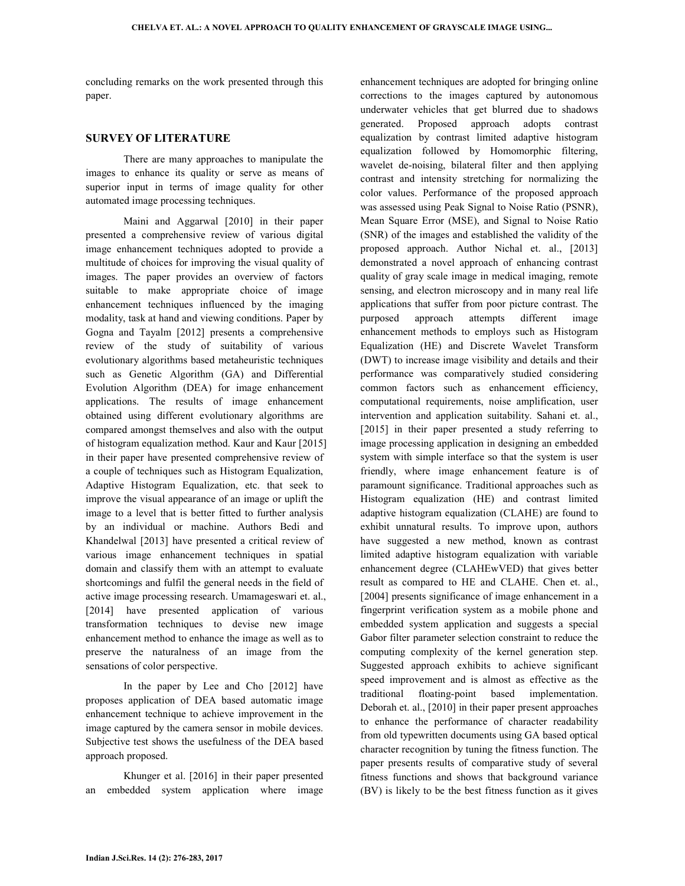concluding remarks on the work presented through this paper.

## SURVEY OF LITERATURE

There are many approaches to manipulate the images to enhance its quality or serve as means of superior input in terms of image quality for other automated image processing techniques.

Maini and Aggarwal [2010] in their paper presented a comprehensive review of various digital image enhancement techniques adopted to provide a multitude of choices for improving the visual quality of images. The paper provides an overview of factors suitable to make appropriate choice of image enhancement techniques influenced by the imaging modality, task at hand and viewing conditions. Paper by Gogna and Tayalm [2012] presents a comprehensive review of the study of suitability of various evolutionary algorithms based metaheuristic techniques such as Genetic Algorithm (GA) and Differential Evolution Algorithm (DEA) for image enhancement applications. The results of image enhancement obtained using different evolutionary algorithms are compared amongst themselves and also with the output of histogram equalization method. Kaur and Kaur [2015] in their paper have presented comprehensive review of a couple of techniques such as Histogram Equalization, Adaptive Histogram Equalization, etc. that seek to improve the visual appearance of an image or uplift the image to a level that is better fitted to further analysis by an individual or machine. Authors Bedi and Khandelwal [2013] have presented a critical review of various image enhancement techniques in spatial domain and classify them with an attempt to evaluate shortcomings and fulfil the general needs in the field of active image processing research. Umamageswari et. al., [2014] have presented application of various transformation techniques to devise new image enhancement method to enhance the image as well as to preserve the naturalness of an image from the sensations of color perspective.

In the paper by Lee and Cho [2012] have proposes application of DEA based automatic image enhancement technique to achieve improvement in the image captured by the camera sensor in mobile devices. Subjective test shows the usefulness of the DEA based approach proposed.

Khunger et al. [2016] in their paper presented an embedded system application where image enhancement techniques are adopted for bringing online corrections to the images captured by autonomous underwater vehicles that get blurred due to shadows generated. Proposed approach adopts contrast equalization by contrast limited adaptive histogram equalization followed by Homomorphic filtering, wavelet de-noising, bilateral filter and then applying contrast and intensity stretching for normalizing the color values. Performance of the proposed approach was assessed using Peak Signal to Noise Ratio (PSNR), Mean Square Error (MSE), and Signal to Noise Ratio (SNR) of the images and established the validity of the proposed approach. Author Nichal et. al., [2013] demonstrated a novel approach of enhancing contrast quality of gray scale image in medical imaging, remote sensing, and electron microscopy and in many real life applications that suffer from poor picture contrast. The purposed approach attempts different image enhancement methods to employs such as Histogram Equalization (HE) and Discrete Wavelet Transform (DWT) to increase image visibility and details and their performance was comparatively studied considering common factors such as enhancement efficiency, computational requirements, noise amplification, user intervention and application suitability. Sahani et. al., [2015] in their paper presented a study referring to image processing application in designing an embedded system with simple interface so that the system is user friendly, where image enhancement feature is of paramount significance. Traditional approaches such as Histogram equalization (HE) and contrast limited adaptive histogram equalization (CLAHE) are found to exhibit unnatural results. To improve upon, authors have suggested a new method, known as contrast limited adaptive histogram equalization with variable enhancement degree (CLAHEwVED) that gives better result as compared to HE and CLAHE. Chen et. al., [2004] presents significance of image enhancement in a fingerprint verification system as a mobile phone and embedded system application and suggests a special Gabor filter parameter selection constraint to reduce the computing complexity of the kernel generation step. Suggested approach exhibits to achieve significant speed improvement and is almost as effective as the traditional floating-point based implementation. Deborah et. al., [2010] in their paper present approaches to enhance the performance of character readability from old typewritten documents using GA based optical character recognition by tuning the fitness function. The paper presents results of comparative study of several fitness functions and shows that background variance (BV) is likely to be the best fitness function as it gives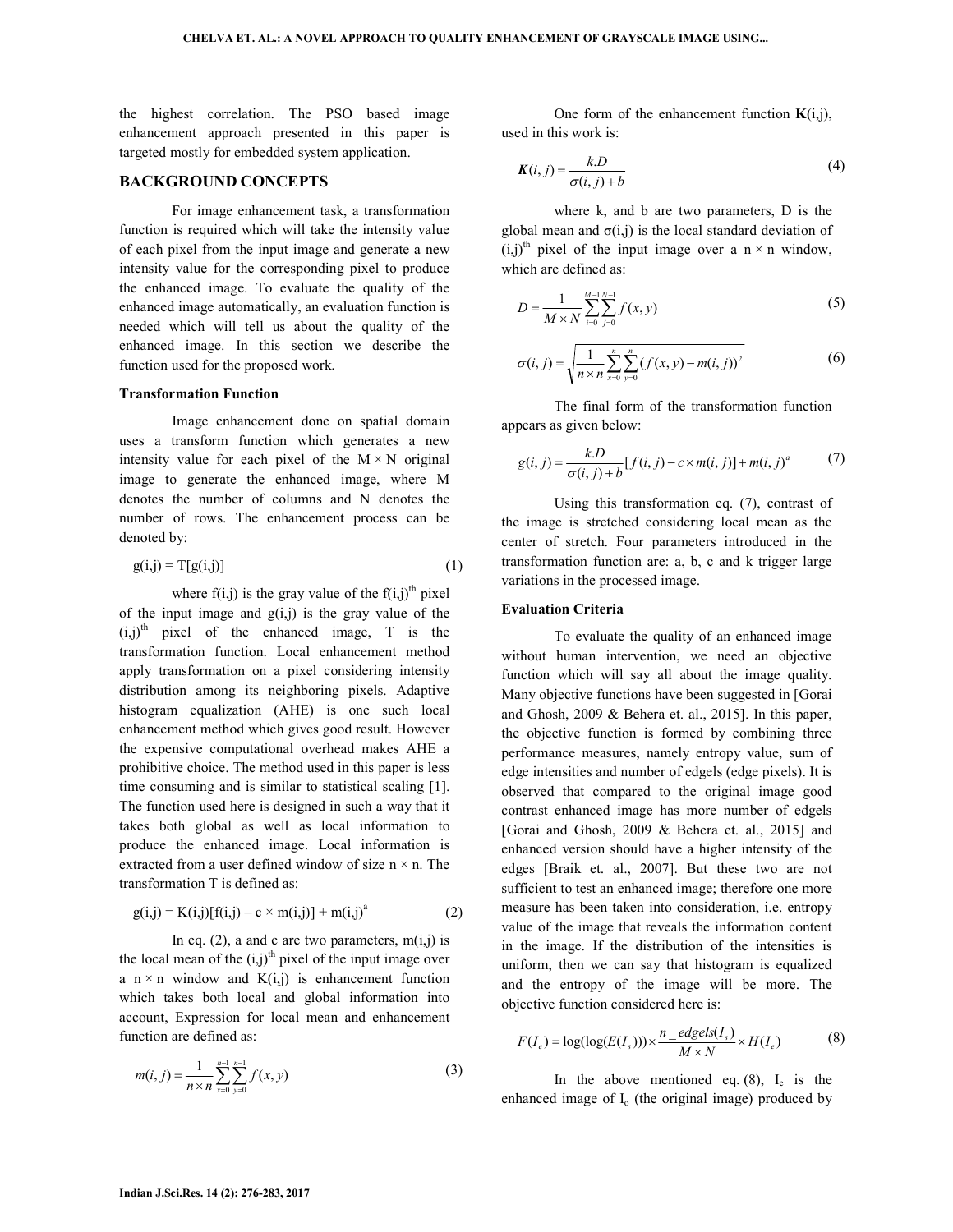the highest correlation. The PSO based image enhancement approach presented in this paper is targeted mostly for embedded system application.

## BACKGROUND CONCEPTS

For image enhancement task, a transformation function is required which will take the intensity value of each pixel from the input image and generate a new intensity value for the corresponding pixel to produce the enhanced image. To evaluate the quality of the enhanced image automatically, an evaluation function is needed which will tell us about the quality of the enhanced image. In this section we describe the function used for the proposed work.

### Transformation Function

Image enhancement done on spatial domain uses a transform function which generates a new intensity value for each pixel of the $M \times N$ original image to generate the enhanced image, where M denotes the number of columns and N denotes the number of rows. The enhancement process can be denoted by:

$$g(i,j) = T[g(i,j)] \tag{1}$$

where f(i,j) is the gray value of the $f(i,j)^{th}$ pixel of the input image and g(i,j) is the gray value of the $(i,j)^{th}$ pixel of the enhanced image, T is the transformation function. Local enhancement method apply transformation on a pixel considering intensity distribution among its neighboring pixels. Adaptive histogram equalization (AHE) is one such local enhancement method which gives good result. However the expensive computational overhead makes AHE a prohibitive choice. The method used in this paper is less time consuming and is similar to statistical scaling [1]. The function used here is designed in such a way that it takes both global as well as local information to produce the enhanced image. Local information is extracted from a user defined window of size $n \times n$. The transformation T is defined as:

$$g(i,j) = K(i,j)[f(i,j) - c \times m(i,j)] + m(i,j)^a \tag{2}$$

In eq. (2), a and c are two parameters, m(i,j) is the local mean of the $(i,j)^{th}$ pixel of the input image over a $n \times n$ window and K(i,j) is enhancement function which takes both local and global information into account, Expression for local mean and enhancement function are defined as:

$$m(i,j) = \frac{1}{n \times n} \sum_{x=0}^{n-1} \sum_{y=0}^{n-1} f(x,y) \tag{3}$$

One form of the enhancement function **K**(i,j), used in this work is:

$$\boldsymbol{K}(i,j) = \frac{k.D}{\sigma(i,j) + b} \tag{4}$$

where k, and b are two parameters, D is the global mean and σ(i,j) is the local standard deviation of $(i,j)^{th}$ pixel of the input image over a $n \times n$ window, which are defined as:

$$D = \frac{1}{M \times N} \sum_{i=0}^{M-1} \sum_{j=0}^{N-1} f(x,y) \tag{5}$$

$$\sigma(i,j) = \sqrt{\frac{1}{n \times n} \sum_{x=0}^{n} \sum_{y=0}^{n} (f(x,y) - m(i,j))^2} \tag{6}$$

The final form of the transformation function appears as given below:

$$g(i,j) = \frac{k.D}{\sigma(i,j) + b} [f(i,j) - c \times m(i,j)] + m(i,j)^a \tag{7}$$

Using this transformation eq. (7), contrast of the image is stretched considering local mean as the center of stretch. Four parameters introduced in the transformation function are: a, b, c and k trigger large variations in the processed image.

### Evaluation Criteria

To evaluate the quality of an enhanced image without human intervention, we need an objective function which will say all about the image quality. Many objective functions have been suggested in [Gorai and Ghosh, 2009 & Behera et. al., 2015]. In this paper, the objective function is formed by combining three performance measures, namely entropy value, sum of edge intensities and number of edgels (edge pixels). It is observed that compared to the original image good contrast enhanced image has more number of edgels [Gorai and Ghosh, 2009 & Behera et. al., 2015] and enhanced version should have a higher intensity of the edges [Braik et. al., 2007]. But these two are not sufficient to test an enhanced image; therefore one more measure has been taken into consideration, i.e. entropy value of the image that reveals the information content in the image. If the distribution of the intensities is uniform, then we can say that histogram is equalized and the entropy of the image will be more. The objective function considered here is:

$$F(I_e) = \log(\log(E(I_s))) \times \frac{n\_edgels(I_s)}{M \times N} \times H(I_e) \tag{8}$$

In the above mentioned eq. (8), $I_e$ is the enhanced image of $I_o$ (the original image) produced by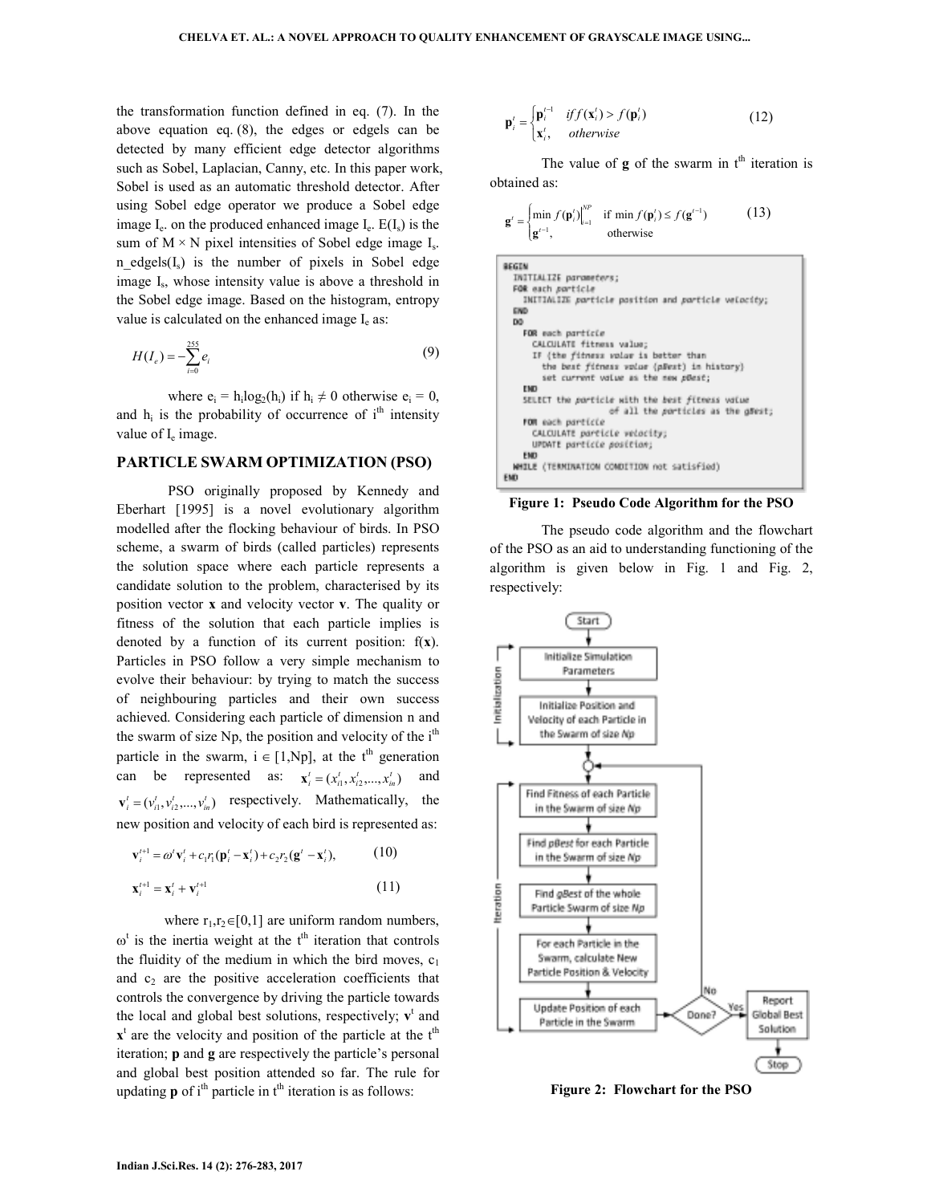the transformation function defined in eq. (7). In the above equation eq. (8), the edges or edgels can be detected by many efficient edge detector algorithms such as Sobel, Laplacian, Canny, etc. In this paper work, Sobel is used as an automatic threshold detector. After using Sobel edge operator we produce a Sobel edge image $I_e$. on the produced enhanced image $I_e$. $E(I_s)$ is the sum of M × N pixel intensities of Sobel edge image $I_s$. n_edgels($I_s$) is the number of pixels in Sobel edge image $I_s$, whose intensity value is above a threshold in the Sobel edge image. Based on the histogram, entropy value is calculated on the enhanced image $I_e$ as:

$$H(I_e) = -\sum_{i=0}^{255} e_i \tag{9}$$

where $e_i = h_i \log_2(h_i)$ if $h_i \neq 0$ otherwise $e_i = 0$, and $h_i$ is the probability of occurrence of $i^{th}$ intensity value of $I_e$ image.

## PARTICLE SWARM OPTIMIZATION (PSO)

PSO originally proposed by Kennedy and Eberhart [1995] is a novel evolutionary algorithm modelled after the flocking behaviour of birds. In PSO scheme, a swarm of birds (called particles) represents the solution space where each particle represents a candidate solution to the problem, characterised by its position vector **x** and velocity vector **v**. The quality or fitness of the solution that each particle implies is denoted by a function of its current position: f(**x**). Particles in PSO follow a very simple mechanism to evolve their behaviour: by trying to match the success of neighbouring particles and their own success achieved. Considering each particle of dimension n and the swarm of size Np, the position and velocity of the $i^{th}$ particle in the swarm, $i \in [1, Np]$, at the $t^{th}$ generation can be represented as: $\mathbf{x}_i^t = (x_{i1}^t, x_{i2}^t, ..., x_{in}^t)$ and $\mathbf{v}_i^t = (v_{i1}^t, v_{i2}^t, ..., v_{in}^t)$ respectively. Mathematically, the new position and velocity of each bird is represented as:

$$\mathbf{v}_i^{t+1} = \omega^t \mathbf{v}_i^t + c_1 r_1 (\mathbf{p}_i^t - \mathbf{x}_i^t) + c_2 r_2 (\mathbf{g}^t - \mathbf{x}_i^t), \tag{10}$$

$$\mathbf{x}_i^{t+1} = \mathbf{x}_i^t + \mathbf{v}_i^{t+1} \tag{11}$$

where $r_1, r_2 \in [0,1]$ are uniform random numbers, $\omega^t$ is the inertia weight at the $t^{th}$ iteration that controls the fluidity of the medium in which the bird moves, $c_1$ and $c_2$ are the positive acceleration coefficients that controls the convergence by driving the particle towards the local and global best solutions, respectively; $\mathbf{v}^t$ and $\mathbf{x}^t$ are the velocity and position of the particle at the $t^{th}$ iteration; **p** and **g** are respectively the particle's personal and global best position attended so far. The rule for updating **p** of $i^{th}$ particle in $t^{th}$ iteration is as follows:

$$\mathbf{p}_i^t = \begin{cases} \mathbf{p}_i^{t-1} & if\, f(\mathbf{x}_i^t) > f(\mathbf{p}_i^t) \\ \mathbf{x}_i^t, & otherwise \end{cases} \tag{12}$$

The value of **g** of the swarm in $t^{th}$ iteration is obtained as:

$$\mathbf{g}^t = \begin{cases} \min f(\mathbf{p}_i^t)\Big|_{i=1}^{NP} & \text{if } \min f(\mathbf{p}_i^t) \leq f(\mathbf{g}^{t-1}) \\ \mathbf{g}^{t-1}, & \text{otherwise} \end{cases} \tag{13}$$

```
BEGIN
  INITIALIZE parameters;
  FOR each particle
    INITIALIZE particle position and particle velocity;
  END
  DO
    FOR each particle
      CALCULATE fitness value;
      IF (the fitness value is better than
        the best fitness value (pBest) in history)
        set current value as the new pBest;
    END
    SELECT the particle with the best fitness value
                of all the particles as the gBest;
    FOR each particle
      CALCULATE particle velocity;
      UPDATE particle position;
    END
  WHILE (TERMINATION CONDITION not satisfied)
END
```

**Figure 1: Pseudo Code Algorithm for the PSO**

The pseudo code algorithm and the flowchart of the PSO as an aid to understanding functioning of the algorithm is given below in Fig. 1 and Fig. 2, respectively:

**Figure 2: Flowchart for the PSO**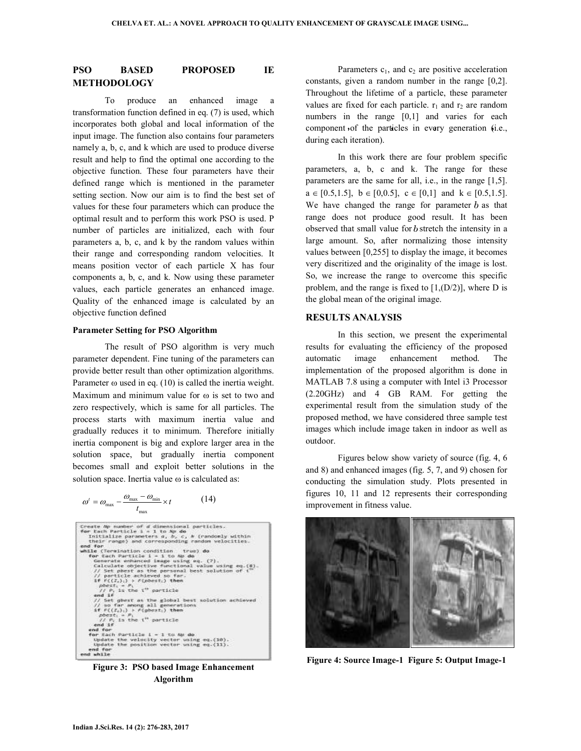## PSO BASED PROPOSED IE METHODOLOGY

To produce an enhanced image a transformation function defined in eq. (7) is used, which incorporates both global and local information of the input image. The function also contains four parameters namely a, b, c, and k which are used to produce diverse result and help to find the optimal one according to the objective function. These four parameters have their defined range which is mentioned in the parameter setting section. Now our aim is to find the best set of values for these four parameters which can produce the optimal result and to perform this work PSO is used. P number of particles are initialized, each with four parameters a, b, c, and k by the random values within their range and corresponding random velocities. It means position vector of each particle X has four components a, b, c, and k. Now using these parameter values, each particle generates an enhanced image. Quality of the enhanced image is calculated by an objective function defined

### Parameter Setting for PSO Algorithm

The result of PSO algorithm is very much parameter dependent. Fine tuning of the parameters can provide better result than other optimization algorithms. Parameter ω used in eq. (10) is called the inertia weight. Maximum and minimum value for ω is set to two and zero respectively, which is same for all particles. The process starts with maximum inertia value and gradually reduces it to minimum. Therefore initially inertia component is big and explore larger area in the solution space, but gradually inertia component becomes small and exploit better solutions in the solution space. Inertia value ω is calculated as:

$$\omega^{t} = \omega_{\max} - \frac{\omega_{\max} - \omega_{\min}}{t_{\max}} \times t \qquad (14)$$

```
Create Np number of d dimensional particles.
for Each Particle i = 1 to Np do
  Initialize parameters a, b, c, k (randomly within
  their range) and corresponding random velocities.
end for
while (Termination condition   true) do
  for Each Particle i = 1 to Np do
    Generate enhanced image using eq. (7).
    Calculate objective functional value using eq.(8).
    // Set pbest as the personal best solution of i^th
    // particle achieved so far.
    if F((I_e)_i) > F(pbest_i) then
      pbest_i = P_i
      // P_i is the i^th particle
    end if
    // Set gbest as the global best solution achieved
    // so far among all generations
    if F((I_e)_i) > F(gbest_i) then
      pbest_i = P_i
      // P_i is the i^th particle
    end if
  end for
  for Each Particle i = 1 to Np do
    Update the velocity vector using eq.(10).
    Update the position vector using eq.(11).
  end for
end while
```

**Figure 3: PSO based Image Enhancement Algorithm**

Parameters $c_1$, and $c_2$ are positive acceleration constants, given a random number in the range [0,2]. Throughout the lifetime of a particle, these parameter values are fixed for each particle. $r_1$ and $r_2$ are random numbers in the range [0,1] and varies for each component of the particles in every generation (i.e., during each iteration).

In this work there are four problem specific parameters, a, b, c and k. The range for these parameters are the same for all, i.e., in the range [1,5]. $a \in [0.5,1.5]$, $b \in [0,0.5]$, $c \in [0,1]$ and $k \in [0.5,1.5]$. We have changed the range for parameter $b$ as that range does not produce good result. It has been observed that small value for $b$ stretch the intensity in a large amount. So, after normalizing those intensity values between [0,255] to display the image, it becomes very discritized and the originality of the image is lost. So, we increase the range to overcome this specific problem, and the range is fixed to [1,(D/2)], where D is the global mean of the original image.

## RESULTS ANALYSIS

In this section, we present the experimental results for evaluating the efficiency of the proposed automatic image enhancement method. The implementation of the proposed algorithm is done in MATLAB 7.8 using a computer with Intel i3 Processor (2.20GHz) and 4 GB RAM. For getting the experimental result from the simulation study of the proposed method, we have considered three sample test images which include image taken in indoor as well as outdoor.

Figures below show variety of source (fig. 4, 6 and 8) and enhanced images (fig. 5, 7, and 9) chosen for conducting the simulation study. Plots presented in figures 10, 11 and 12 represents their corresponding improvement in fitness value.

**Figure 4: Source Image-1 Figure 5: Output Image-1**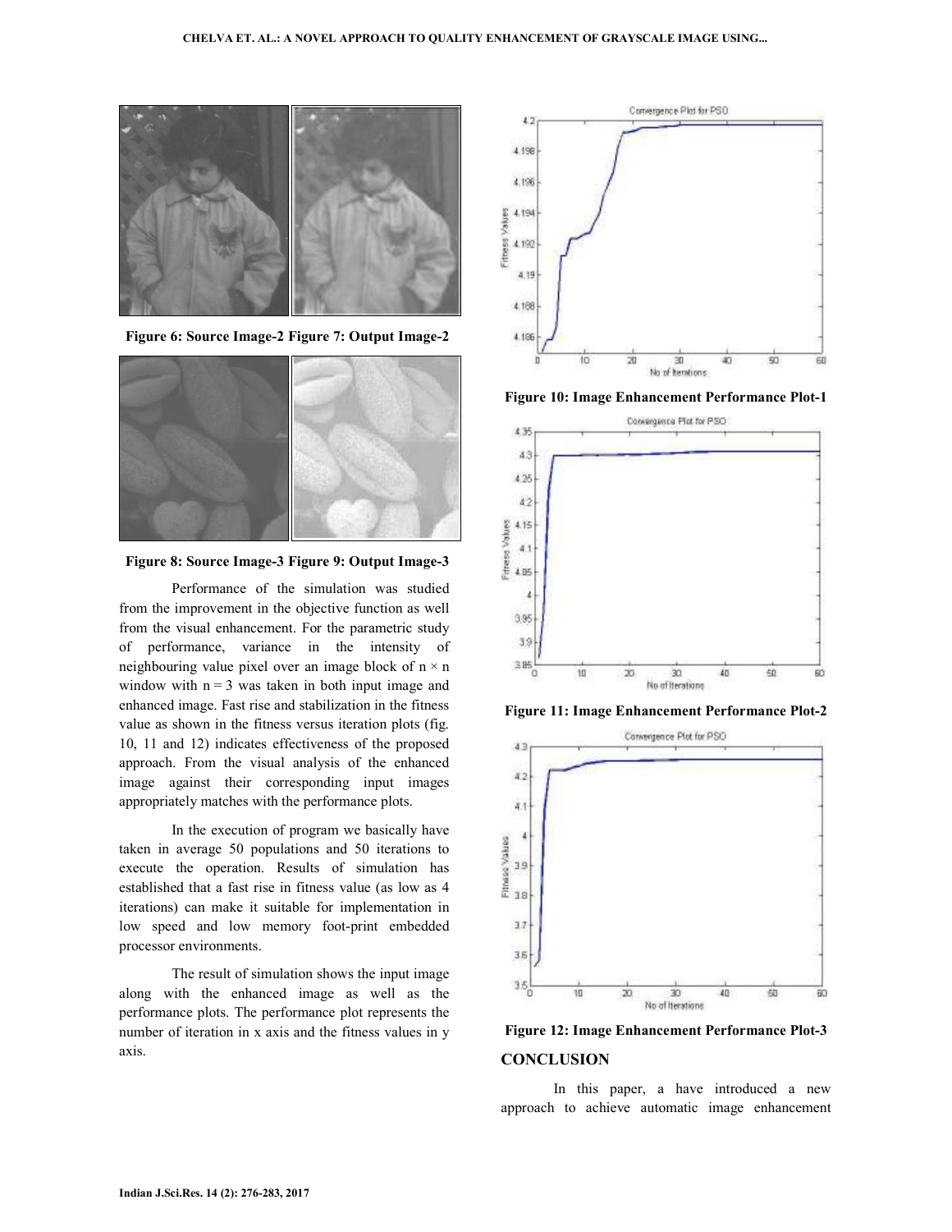Figure 6: Source Image-2 Figure 7: Output Image-2

Figure 8: Source Image-3 Figure 9: Output Image-3

Performance of the simulation was studied from the improvement in the objective function as well from the visual enhancement. For the parametric study of performance, variance in the intensity of neighbouring value pixel over an image block of n × n window with n = 3 was taken in both input image and enhanced image. Fast rise and stabilization in the fitness value as shown in the fitness versus iteration plots (fig. 10, 11 and 12) indicates effectiveness of the proposed approach. From the visual analysis of the enhanced image against their corresponding input images appropriately matches with the performance plots.

In the execution of program we basically have taken in average 50 populations and 50 iterations to execute the operation. Results of simulation has established that a fast rise in fitness value (as low as 4 iterations) can make it suitable for implementation in low speed and low memory foot-print embedded processor environments.

The result of simulation shows the input image along with the enhanced image as well as the performance plots. The performance plot represents the number of iteration in x axis and the fitness values in y axis.

Figure 10: Image Enhancement Performance Plot-1

Figure 11: Image Enhancement Performance Plot-2

Figure 12: Image Enhancement Performance Plot-3

## CONCLUSION

In this paper, a have introduced a new approach to achieve automatic image enhancement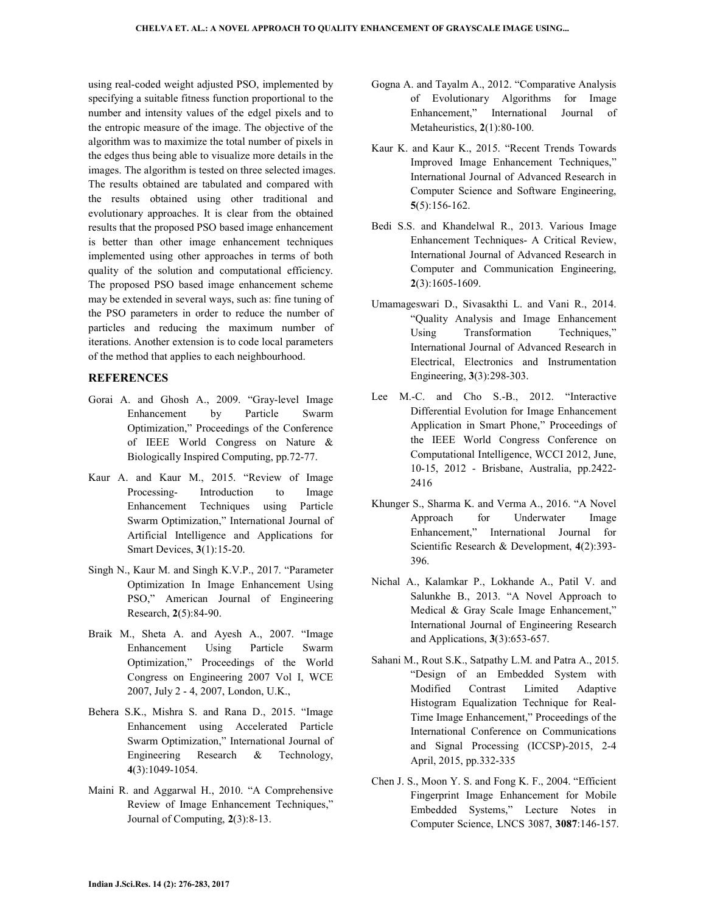using real-coded weight adjusted PSO, implemented by specifying a suitable fitness function proportional to the number and intensity values of the edgel pixels and to the entropic measure of the image. The objective of the algorithm was to maximize the total number of pixels in the edges thus being able to visualize more details in the images. The algorithm is tested on three selected images. The results obtained are tabulated and compared with the results obtained using other traditional and evolutionary approaches. It is clear from the obtained results that the proposed PSO based image enhancement is better than other image enhancement techniques implemented using other approaches in terms of both quality of the solution and computational efficiency. The proposed PSO based image enhancement scheme may be extended in several ways, such as: fine tuning of the PSO parameters in order to reduce the number of particles and reducing the maximum number of iterations. Another extension is to code local parameters of the method that applies to each neighbourhood.

## REFERENCES

Gorai A. and Ghosh A., 2009. "Gray-level Image Enhancement by Particle Swarm Optimization," Proceedings of the Conference of IEEE World Congress on Nature & Biologically Inspired Computing, pp.72-77.

Kaur A. and Kaur M., 2015. "Review of Image Processing- Introduction to Image Enhancement Techniques using Particle Swarm Optimization," International Journal of Artificial Intelligence and Applications for Smart Devices, **3**(1):15-20.

Singh N., Kaur M. and Singh K.V.P., 2017. "Parameter Optimization In Image Enhancement Using PSO," American Journal of Engineering Research, **2**(5):84-90.

Braik M., Sheta A. and Ayesh A., 2007. "Image Enhancement Using Particle Swarm Optimization," Proceedings of the World Congress on Engineering 2007 Vol I, WCE 2007, July 2 - 4, 2007, London, U.K.,

Behera S.K., Mishra S. and Rana D., 2015. "Image Enhancement using Accelerated Particle Swarm Optimization," International Journal of Engineering Research & Technology, **4**(3):1049-1054.

Maini R. and Aggarwal H., 2010. "A Comprehensive Review of Image Enhancement Techniques," Journal of Computing, **2**(3):8-13.

Gogna A. and Tayalm A., 2012. "Comparative Analysis of Evolutionary Algorithms for Image Enhancement," International Journal of Metaheuristics, **2**(1):80-100.

Kaur K. and Kaur K., 2015. "Recent Trends Towards Improved Image Enhancement Techniques," International Journal of Advanced Research in Computer Science and Software Engineering, **5**(5):156-162.

Bedi S.S. and Khandelwal R., 2013. Various Image Enhancement Techniques- A Critical Review, International Journal of Advanced Research in Computer and Communication Engineering, **2**(3):1605-1609.

Umamageswari D., Sivasakthi L. and Vani R., 2014. "Quality Analysis and Image Enhancement Using Transformation Techniques," International Journal of Advanced Research in Electrical, Electronics and Instrumentation Engineering, **3**(3):298-303.

Lee M.-C. and Cho S.-B., 2012. "Interactive Differential Evolution for Image Enhancement Application in Smart Phone," Proceedings of the IEEE World Congress Conference on Computational Intelligence, WCCI 2012, June, 10-15, 2012 - Brisbane, Australia, pp.2422-2416

Khunger S., Sharma K. and Verma A., 2016. "A Novel Approach for Underwater Image Enhancement," International Journal for Scientific Research & Development, **4**(2):393-396.

Nichal A., Kalamkar P., Lokhande A., Patil V. and Salunkhe B., 2013. "A Novel Approach to Medical & Gray Scale Image Enhancement," International Journal of Engineering Research and Applications, **3**(3):653-657.

Sahani M., Rout S.K., Satpathy L.M. and Patra A., 2015. "Design of an Embedded System with Modified Contrast Limited Adaptive Histogram Equalization Technique for Real-Time Image Enhancement," Proceedings of the International Conference on Communications and Signal Processing (ICCSP)-2015, 2-4 April, 2015, pp.332-335

Chen J. S., Moon Y. S. and Fong K. F., 2004. "Efficient Fingerprint Image Enhancement for Mobile Embedded Systems," Lecture Notes in Computer Science, LNCS 3087, **3087**:146-157.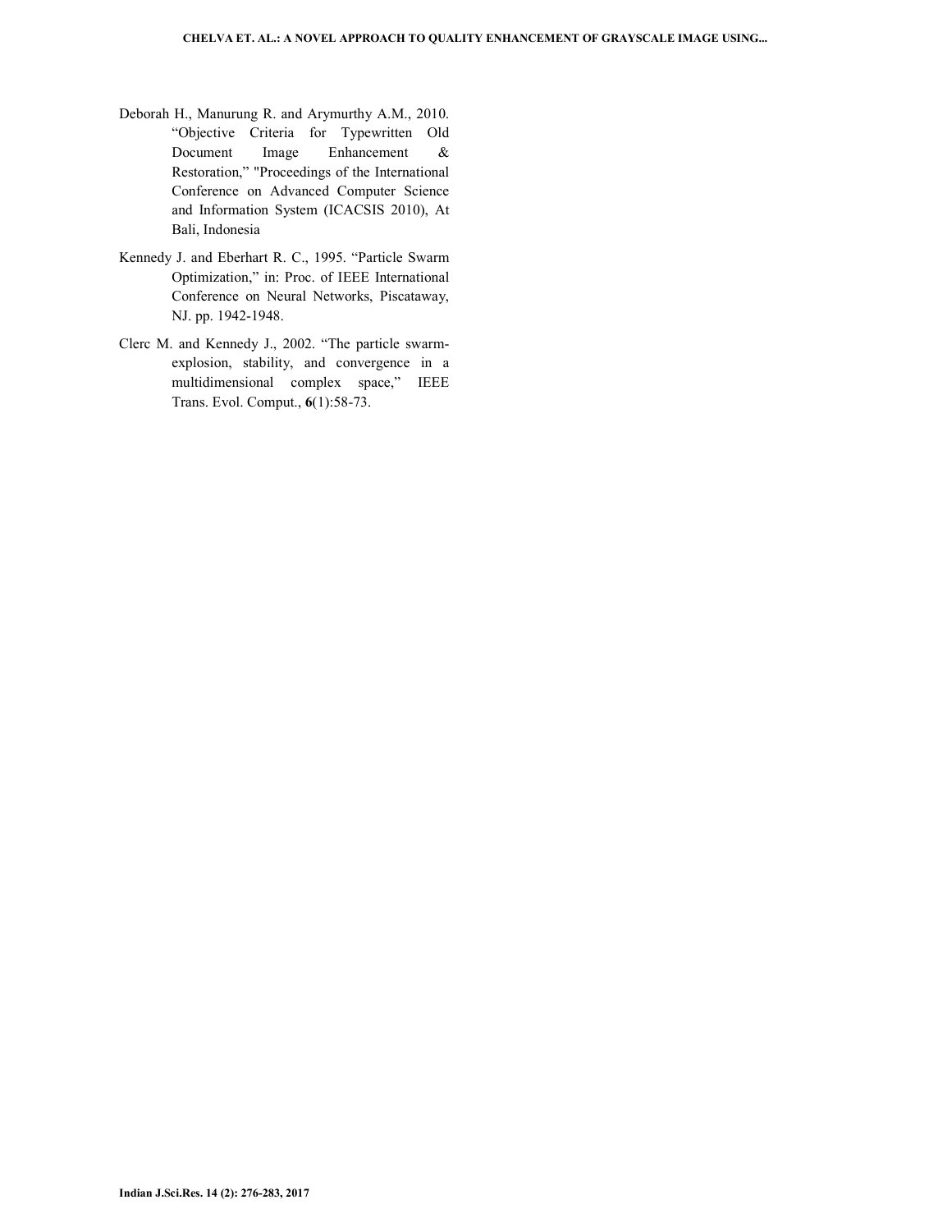Deborah H., Manurung R. and Arymurthy A.M., 2010. “Objective Criteria for Typewritten Old Document Image Enhancement & Restoration,” "Proceedings of the International Conference on Advanced Computer Science and Information System (ICACSIS 2010), At Bali, Indonesia

Kennedy J. and Eberhart R. C., 1995. “Particle Swarm Optimization,” in: Proc. of IEEE International Conference on Neural Networks, Piscataway, NJ. pp. 1942-1948.

Clerc M. and Kennedy J., 2002. “The particle swarm-explosion, stability, and convergence in a multidimensional complex space,” IEEE Trans. Evol. Comput., **6**(1):58-73.